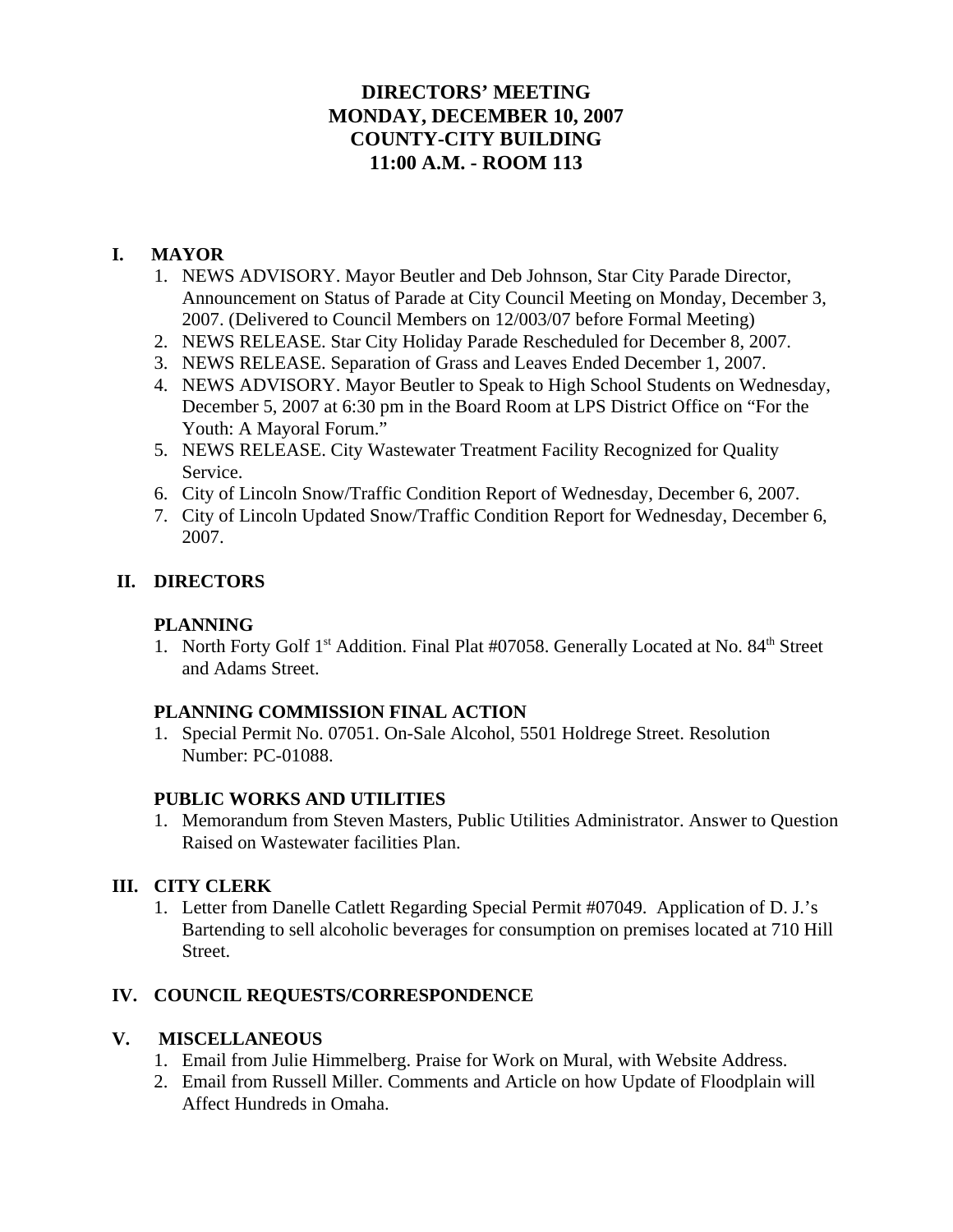# DIRECTORS' MEETING
# MONDAY, DECEMBER 10, 2007
# COUNTY-CITY BUILDING
# 11:00 A.M. - ROOM 113

## I. MAYOR

1. NEWS ADVISORY. Mayor Beutler and Deb Johnson, Star City Parade Director, Announcement on Status of Parade at City Council Meeting on Monday, December 3, 2007. (Delivered to Council Members on 12/003/07 before Formal Meeting)
2. NEWS RELEASE. Star City Holiday Parade Rescheduled for December 8, 2007.
3. NEWS RELEASE. Separation of Grass and Leaves Ended December 1, 2007.
4. NEWS ADVISORY. Mayor Beutler to Speak to High School Students on Wednesday, December 5, 2007 at 6:30 pm in the Board Room at LPS District Office on "For the Youth: A Mayoral Forum."
5. NEWS RELEASE. City Wastewater Treatment Facility Recognized for Quality Service.
6. City of Lincoln Snow/Traffic Condition Report of Wednesday, December 6, 2007.
7. City of Lincoln Updated Snow/Traffic Condition Report for Wednesday, December 6, 2007.

## II. DIRECTORS

### PLANNING

1. North Forty Golf 1st Addition. Final Plat #07058. Generally Located at No. 84th Street and Adams Street.

### PLANNING COMMISSION FINAL ACTION

1. Special Permit No. 07051. On-Sale Alcohol, 5501 Holdrege Street. Resolution Number: PC-01088.

### PUBLIC WORKS AND UTILITIES

1. Memorandum from Steven Masters, Public Utilities Administrator. Answer to Question Raised on Wastewater facilities Plan.

## III. CITY CLERK

1. Letter from Danelle Catlett Regarding Special Permit #07049. Application of D. J.'s Bartending to sell alcoholic beverages for consumption on premises located at 710 Hill Street.

## IV. COUNCIL REQUESTS/CORRESPONDENCE

## V. MISCELLANEOUS

1. Email from Julie Himmelberg. Praise for Work on Mural, with Website Address.
2. Email from Russell Miller. Comments and Article on how Update of Floodplain will Affect Hundreds in Omaha.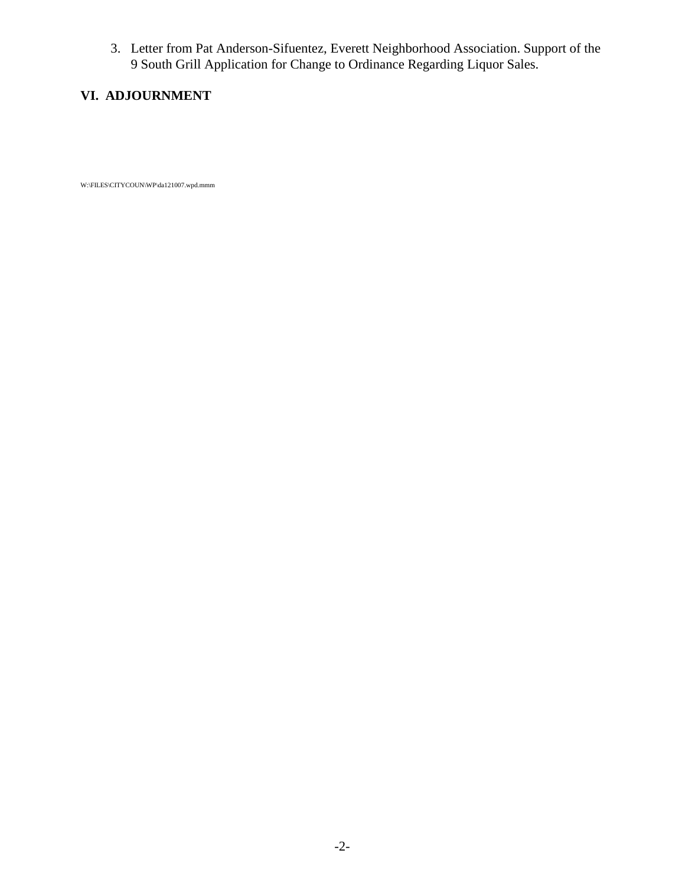3. Letter from Pat Anderson-Sifuentez, Everett Neighborhood Association. Support of the 9 South Grill Application for Change to Ordinance Regarding Liquor Sales.

## VI. ADJOURNMENT

W:\FILES\CITYCOUN\WP\da121007.wpd.mmm